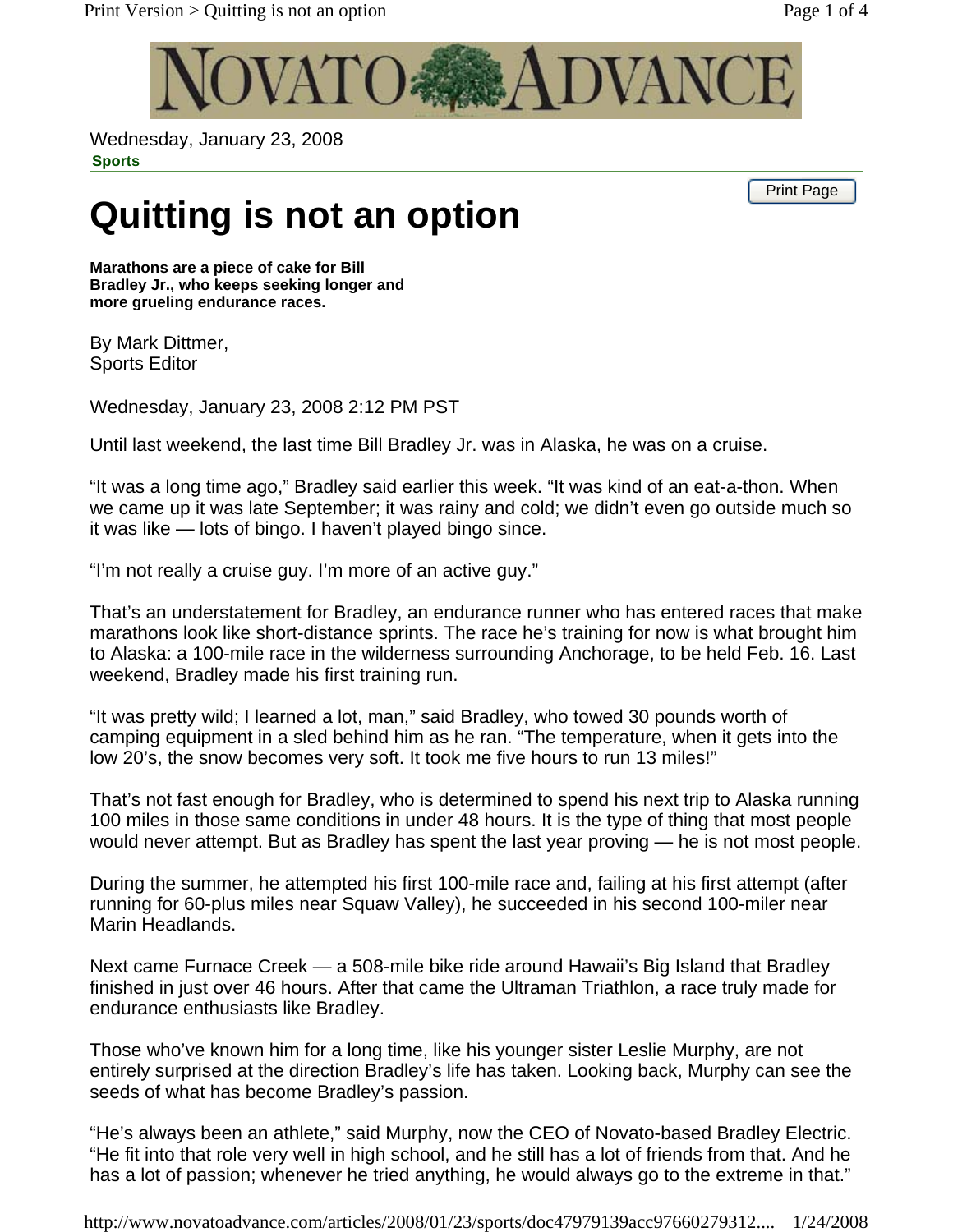# NOVATO ADVANCE

Wednesday, January 23, 2008
**Sports**

# Quitting is not an option

**Marathons are a piece of cake for Bill Bradley Jr., who keeps seeking longer and more grueling endurance races.**

By Mark Dittmer,
Sports Editor

Wednesday, January 23, 2008 2:12 PM PST

Until last weekend, the last time Bill Bradley Jr. was in Alaska, he was on a cruise.

"It was a long time ago," Bradley said earlier this week. "It was kind of an eat-a-thon. When we came up it was late September; it was rainy and cold; we didn't even go outside much so it was like — lots of bingo. I haven't played bingo since.

"I'm not really a cruise guy. I'm more of an active guy."

That's an understatement for Bradley, an endurance runner who has entered races that make marathons look like short-distance sprints. The race he's training for now is what brought him to Alaska: a 100-mile race in the wilderness surrounding Anchorage, to be held Feb. 16. Last weekend, Bradley made his first training run.

"It was pretty wild; I learned a lot, man," said Bradley, who towed 30 pounds worth of camping equipment in a sled behind him as he ran. "The temperature, when it gets into the low 20's, the snow becomes very soft. It took me five hours to run 13 miles!"

That's not fast enough for Bradley, who is determined to spend his next trip to Alaska running 100 miles in those same conditions in under 48 hours. It is the type of thing that most people would never attempt. But as Bradley has spent the last year proving — he is not most people.

During the summer, he attempted his first 100-mile race and, failing at his first attempt (after running for 60-plus miles near Squaw Valley), he succeeded in his second 100-miler near Marin Headlands.

Next came Furnace Creek — a 508-mile bike ride around Hawaii's Big Island that Bradley finished in just over 46 hours. After that came the Ultraman Triathlon, a race truly made for endurance enthusiasts like Bradley.

Those who've known him for a long time, like his younger sister Leslie Murphy, are not entirely surprised at the direction Bradley's life has taken. Looking back, Murphy can see the seeds of what has become Bradley's passion.

"He's always been an athlete," said Murphy, now the CEO of Novato-based Bradley Electric. "He fit into that role very well in high school, and he still has a lot of friends from that. And he has a lot of passion; whenever he tried anything, he would always go to the extreme in that."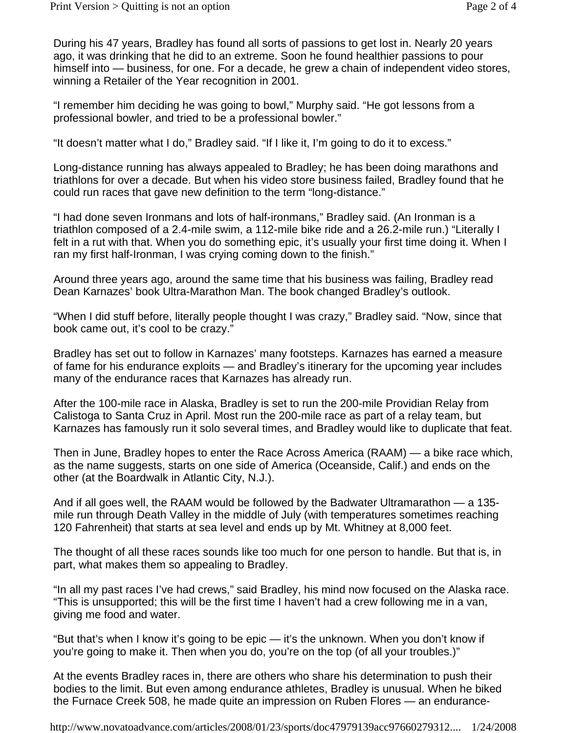During his 47 years, Bradley has found all sorts of passions to get lost in. Nearly 20 years ago, it was drinking that he did to an extreme. Soon he found healthier passions to pour himself into — business, for one. For a decade, he grew a chain of independent video stores, winning a Retailer of the Year recognition in 2001.

"I remember him deciding he was going to bowl," Murphy said. "He got lessons from a professional bowler, and tried to be a professional bowler."

"It doesn't matter what I do," Bradley said. "If I like it, I'm going to do it to excess."

Long-distance running has always appealed to Bradley; he has been doing marathons and triathlons for over a decade. But when his video store business failed, Bradley found that he could run races that gave new definition to the term "long-distance."

"I had done seven Ironmans and lots of half-ironmans," Bradley said. (An Ironman is a triathlon composed of a 2.4-mile swim, a 112-mile bike ride and a 26.2-mile run.) "Literally I felt in a rut with that. When you do something epic, it's usually your first time doing it. When I ran my first half-Ironman, I was crying coming down to the finish."

Around three years ago, around the same time that his business was failing, Bradley read Dean Karnazes' book Ultra-Marathon Man. The book changed Bradley's outlook.

"When I did stuff before, literally people thought I was crazy," Bradley said. "Now, since that book came out, it's cool to be crazy."

Bradley has set out to follow in Karnazes' many footsteps. Karnazes has earned a measure of fame for his endurance exploits — and Bradley's itinerary for the upcoming year includes many of the endurance races that Karnazes has already run.

After the 100-mile race in Alaska, Bradley is set to run the 200-mile Providian Relay from Calistoga to Santa Cruz in April. Most run the 200-mile race as part of a relay team, but Karnazes has famously run it solo several times, and Bradley would like to duplicate that feat.

Then in June, Bradley hopes to enter the Race Across America (RAAM) — a bike race which, as the name suggests, starts on one side of America (Oceanside, Calif.) and ends on the other (at the Boardwalk in Atlantic City, N.J.).

And if all goes well, the RAAM would be followed by the Badwater Ultramarathon — a 135-mile run through Death Valley in the middle of July (with temperatures sometimes reaching 120 Fahrenheit) that starts at sea level and ends up by Mt. Whitney at 8,000 feet.

The thought of all these races sounds like too much for one person to handle. But that is, in part, what makes them so appealing to Bradley.

"In all my past races I've had crews," said Bradley, his mind now focused on the Alaska race. "This is unsupported; this will be the first time I haven't had a crew following me in a van, giving me food and water.

"But that's when I know it's going to be epic — it's the unknown. When you don't know if you're going to make it. Then when you do, you're on the top (of all your troubles.)"

At the events Bradley races in, there are others who share his determination to push their bodies to the limit. But even among endurance athletes, Bradley is unusual. When he biked the Furnace Creek 508, he made quite an impression on Ruben Flores — an endurance-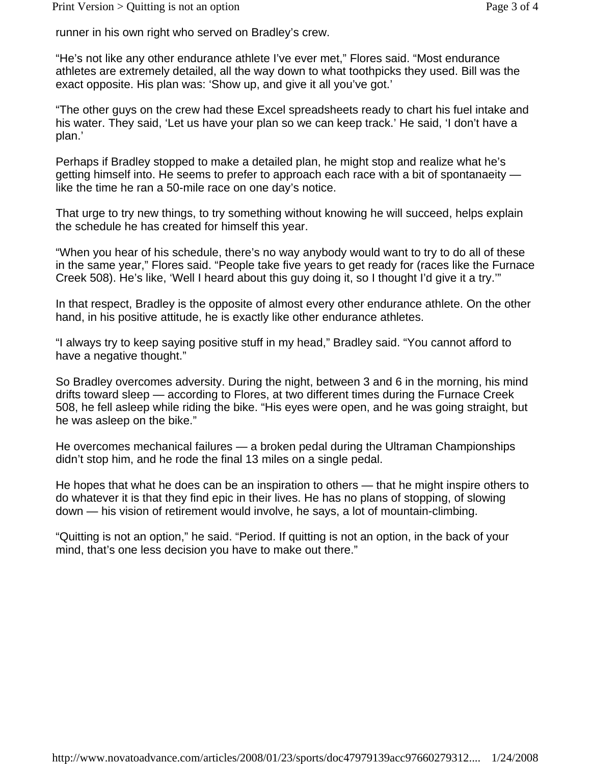runner in his own right who served on Bradley's crew.

"He's not like any other endurance athlete I've ever met," Flores said. "Most endurance athletes are extremely detailed, all the way down to what toothpicks they used. Bill was the exact opposite. His plan was: 'Show up, and give it all you've got.'

"The other guys on the crew had these Excel spreadsheets ready to chart his fuel intake and his water. They said, 'Let us have your plan so we can keep track.' He said, 'I don't have a plan.'

Perhaps if Bradley stopped to make a detailed plan, he might stop and realize what he's getting himself into. He seems to prefer to approach each race with a bit of spontanaeity — like the time he ran a 50-mile race on one day's notice.

That urge to try new things, to try something without knowing he will succeed, helps explain the schedule he has created for himself this year.

"When you hear of his schedule, there's no way anybody would want to try to do all of these in the same year," Flores said. "People take five years to get ready for (races like the Furnace Creek 508). He's like, 'Well I heard about this guy doing it, so I thought I'd give it a try.'"

In that respect, Bradley is the opposite of almost every other endurance athlete. On the other hand, in his positive attitude, he is exactly like other endurance athletes.

"I always try to keep saying positive stuff in my head," Bradley said. "You cannot afford to have a negative thought."

So Bradley overcomes adversity. During the night, between 3 and 6 in the morning, his mind drifts toward sleep — according to Flores, at two different times during the Furnace Creek 508, he fell asleep while riding the bike. "His eyes were open, and he was going straight, but he was asleep on the bike."

He overcomes mechanical failures — a broken pedal during the Ultraman Championships didn't stop him, and he rode the final 13 miles on a single pedal.

He hopes that what he does can be an inspiration to others — that he might inspire others to do whatever it is that they find epic in their lives. He has no plans of stopping, of slowing down — his vision of retirement would involve, he says, a lot of mountain-climbing.

"Quitting is not an option," he said. "Period. If quitting is not an option, in the back of your mind, that's one less decision you have to make out there."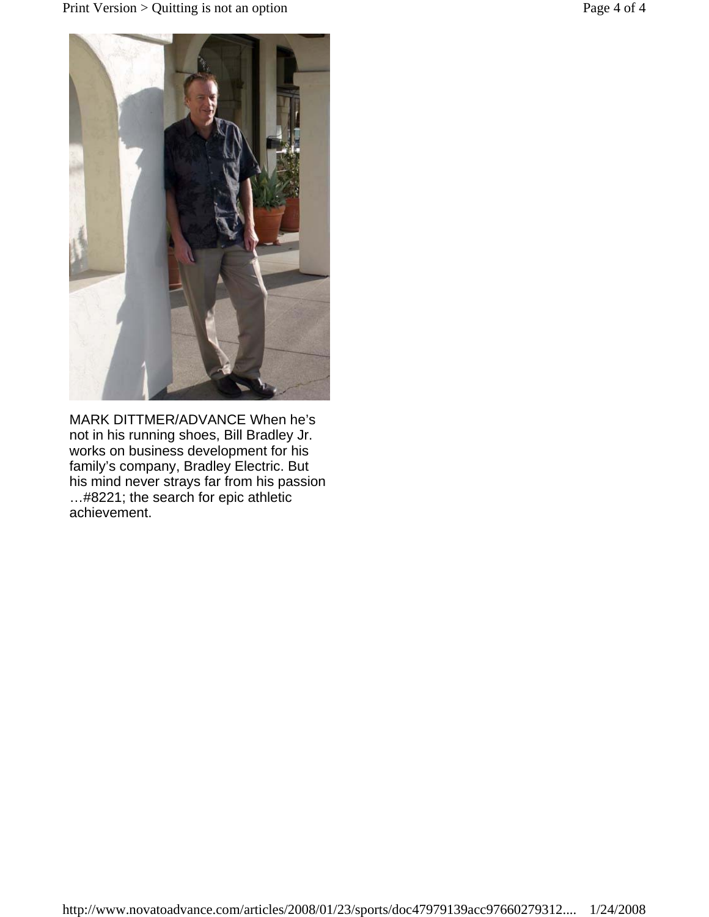MARK DITTMER/ADVANCE When he's not in his running shoes, Bill Bradley Jr. works on business development for his family's company, Bradley Electric. But his mind never strays far from his passion …#8221; the search for epic athletic achievement.